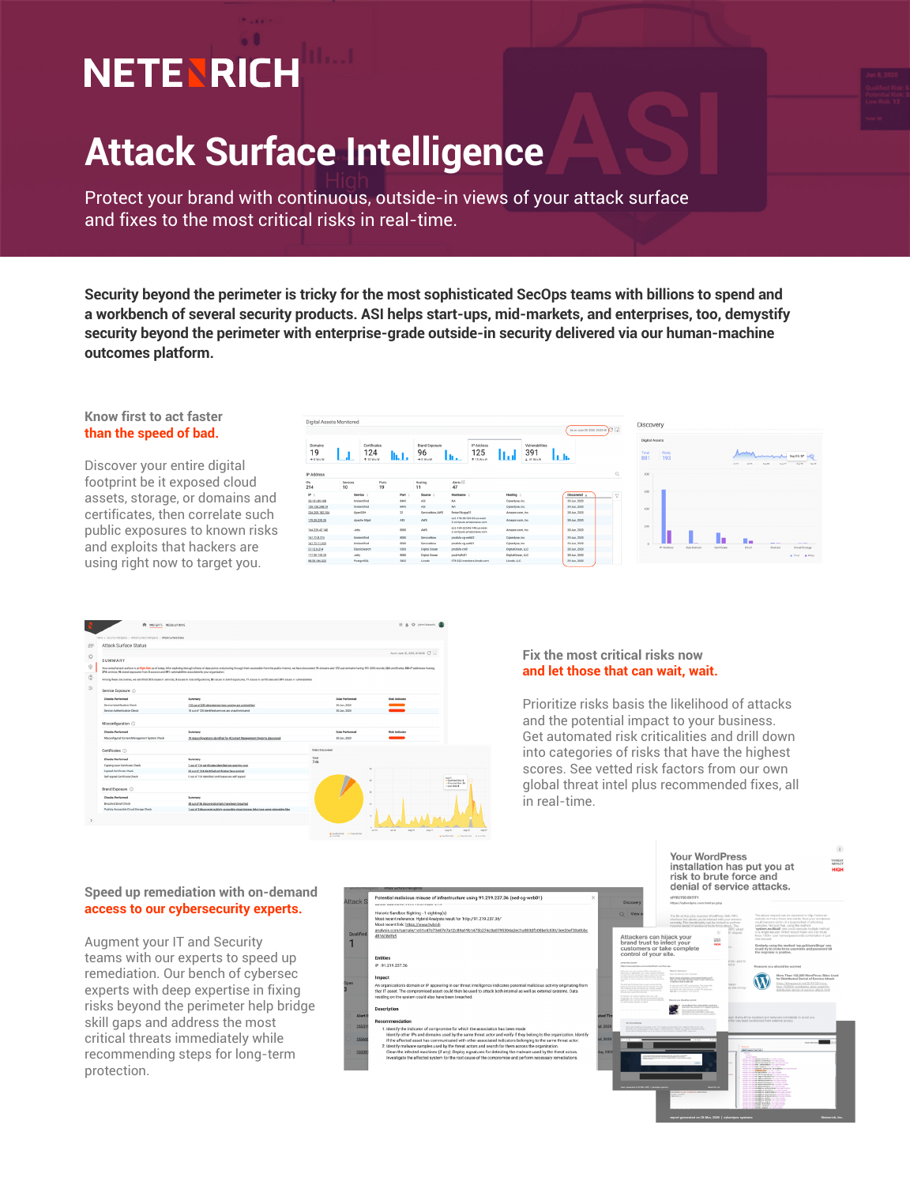# NETENRICH

# Attack Surface Intelligence

Protect your brand with continuous, outside-in views of your attack surface and fixes to the most critical risks in real-time.

**Security beyond the perimeter is tricky for the most sophisticated SecOps teams with billions to spend and a workbench of several security products. ASI helps start-ups, mid-markets, and enterprises, too, demystify security beyond the perimeter with enterprise-grade outside-in security delivered via our human-machine outcomes platform.**

## Know first to act faster than the speed of bad.

Discover your entire digital footprint be it exposed cloud assets, storage, or domains and certificates, then correlate such public exposures to known risks and exploits that hackers are using right now to target you.

## Fix the most critical risks now and let those that can wait, wait.

Prioritize risks basis the likelihood of attacks and the potential impact to your business. Get automated risk criticalities and drill down into categories of risks that have the highest scores. See vetted risk factors from our own global threat intel plus recommended fixes, all in real-time.

## Speed up remediation with on-demand access to our cybersecurity experts.

Augment your IT and Security teams with our experts to speed up remediation. Our bench of cybersec experts with deep expertise in fixing risks beyond the perimeter help bridge skill gaps and address the most critical threats immediately while recommending steps for long-term protection.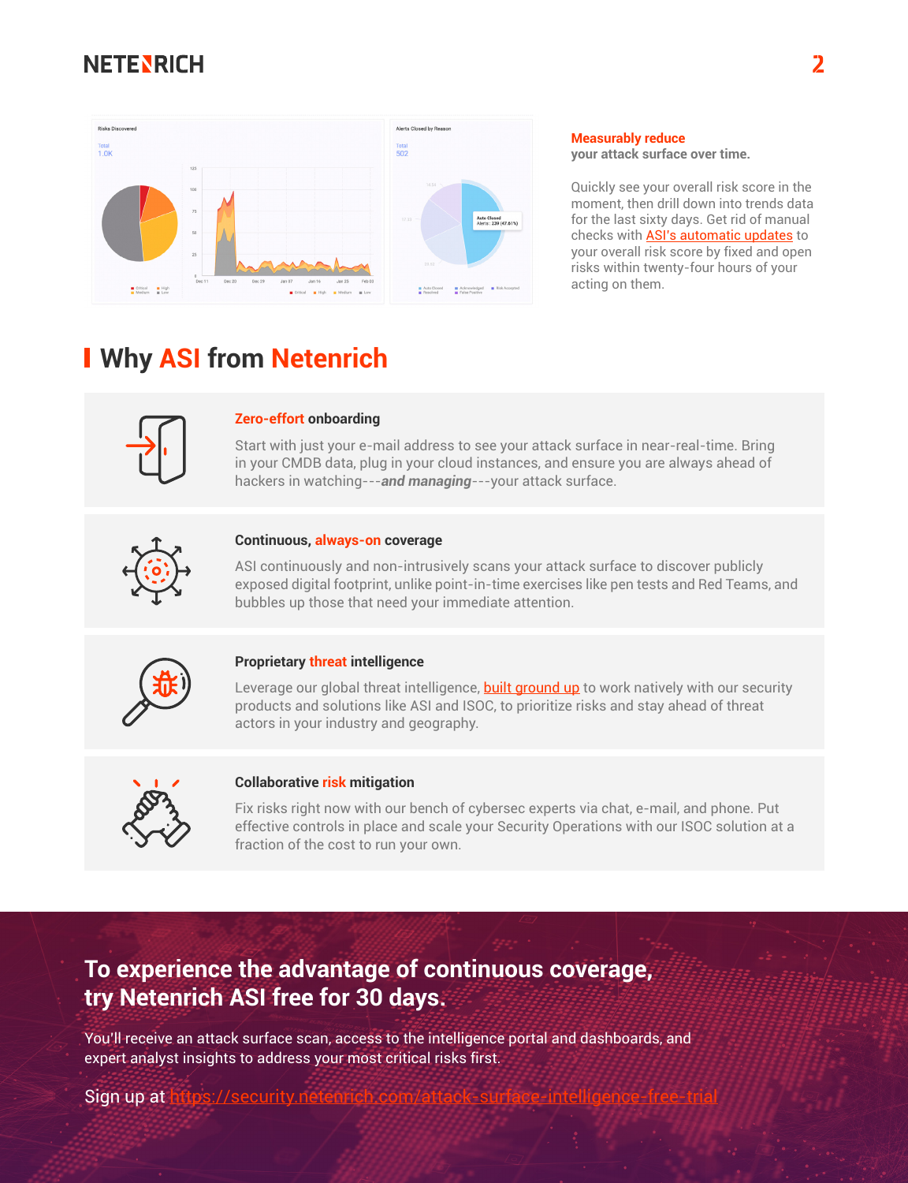Risks Discovered

Total
1.0K

125
100
75
50
25
0

Dec 11 Dec 20 Dec 29 Jan 07 Jan 16 Jan 25 Feb 03

Critical High Medium Low

Alerts Closed by Reason

Total
502

Auto Closed
Alerts : 239 (47.61%)

Auto Closed Resolved Acknowledged False Positive Risk Accepted

**Measurably reduce your attack surface over time.**

Quickly see your overall risk score in the moment, then drill down into trends data for the last sixty days. Get rid of manual checks with ASI's automatic updates to your overall risk score by fixed and open risks within twenty-four hours of your acting on them.

## Why ASI from Netenrich

### Zero-effort onboarding

Start with just your e-mail address to see your attack surface in near-real-time. Bring in your CMDB data, plug in your cloud instances, and ensure you are always ahead of hackers in watching---***and managing***---your attack surface.

### Continuous, always-on coverage

ASI continuously and non-intrusively scans your attack surface to discover publicly exposed digital footprint, unlike point-in-time exercises like pen tests and Red Teams, and bubbles up those that need your immediate attention.

### Proprietary threat intelligence

Leverage our global threat intelligence, built ground up to work natively with our security products and solutions like ASI and ISOC, to prioritize risks and stay ahead of threat actors in your industry and geography.

### Collaborative risk mitigation

Fix risks right now with our bench of cybersec experts via chat, e-mail, and phone. Put effective controls in place and scale your Security Operations with our ISOC solution at a fraction of the cost to run your own.

## To experience the advantage of continuous coverage, try Netenrich ASI free for 30 days.

You'll receive an attack surface scan, access to the intelligence portal and dashboards, and expert analyst insights to address your most critical risks first.

Sign up at https://security.netenrich.com/attack-surface-intelligence-free-trial